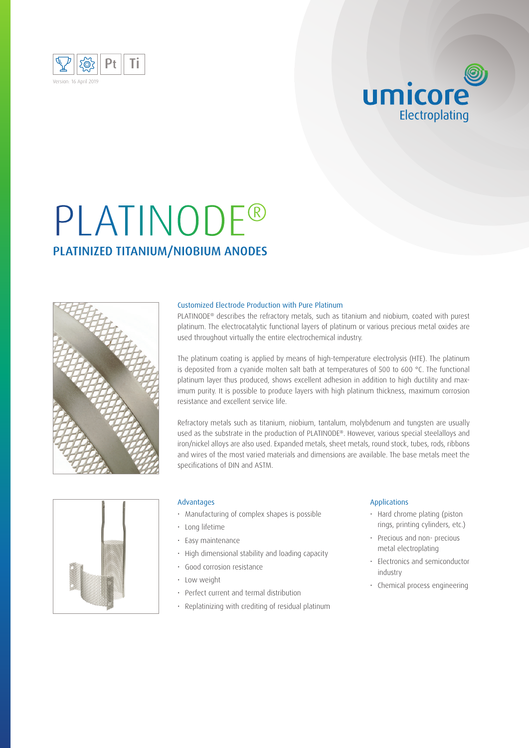Version: 16 April 2019

umicore Electroplating

# PLATINODE®

## PLATINIZED TITANIUM/NIOBIUM ANODES

### Customized Electrode Production with Pure Platinum

PLATINODE® describes the refractory metals, such as titanium and niobium, coated with purest platinum. The electrocatalytic functional layers of platinum or various precious metal oxides are used throughout virtually the entire electrochemical industry.

The platinum coating is applied by means of high-temperature electrolysis (HTE). The platinum is deposited from a cyanide molten salt bath at temperatures of 500 to 600 °C. The functional platinum layer thus produced, shows excellent adhesion in addition to high ductility and maximum purity. It is possible to produce layers with high platinum thickness, maximum corrosion resistance and excellent service life.

Refractory metals such as titanium, niobium, tantalum, molybdenum and tungsten are usually used as the substrate in the production of PLATINODE®. However, various special steelalloys and iron/nickel alloys are also used. Expanded metals, sheet metals, round stock, tubes, rods, ribbons and wires of the most varied materials and dimensions are available. The base metals meet the specifications of DIN and ASTM.

### Advantages

- Manufacturing of complex shapes is possible
- Long lifetime
- Easy maintenance
- High dimensional stability and loading capacity
- Good corrosion resistance
- Low weight
- Perfect current and termal distribution
- Replatinizing with crediting of residual platinum

### Applications

- Hard chrome plating (piston rings, printing cylinders, etc.)
- Precious and non- precious metal electroplating
- Electronics and semiconductor industry
- Chemical process engineering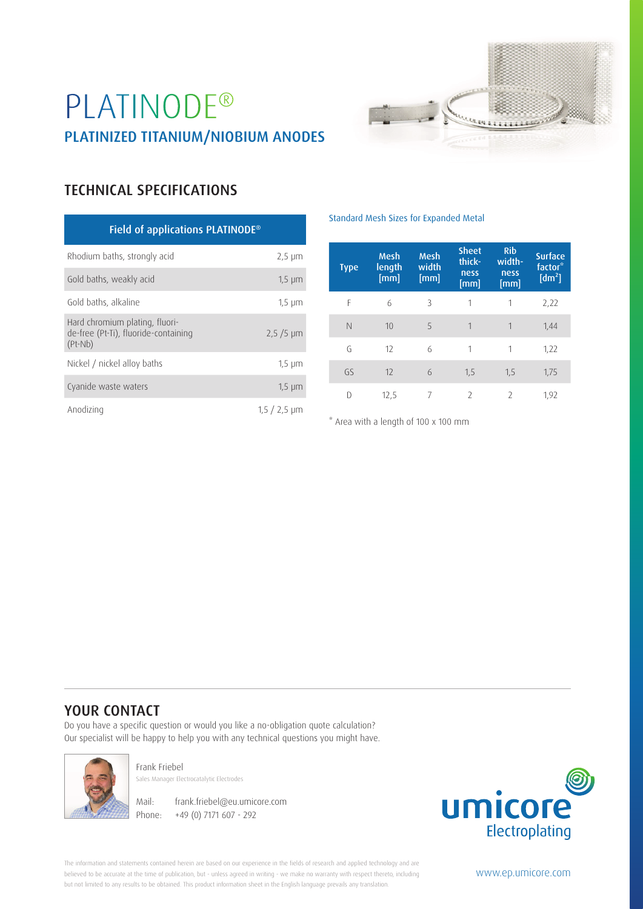# PLATINODE®

## PLATINIZED TITANIUM/NIOBIUM ANODES

## TECHNICAL SPECIFICATIONS

| Field of applications PLATINODE® | |
|---|---|
| Rhodium baths, strongly acid | 2,5 µm |
| Gold baths, weakly acid | 1,5 µm |
| Gold baths, alkaline | 1,5 µm |
| Hard chromium plating, fluoride-free (Pt-Ti), fluoride-containing (Pt-Nb) | 2,5 /5 µm |
| Nickel / nickel alloy baths | 1,5 µm |
| Cyanide waste waters | 1,5 µm |
| Anodizing | 1,5 / 2,5 µm |

Standard Mesh Sizes for Expanded Metal

| Type | Mesh length [mm] | Mesh width [mm] | Sheet thickness [mm] | Rib width-ness [mm] | Surface factor* [$dm^2$] |
|---|---|---|---|---|---|
| F | 6 | 3 | 1 | 1 | 2,22 |
| N | 10 | 5 | 1 | 1 | 1,44 |
| G | 12 | 6 | 1 | 1 | 1,22 |
| GS | 12 | 6 | 1,5 | 1,5 | 1,75 |
| D | 12,5 | 7 | 2 | 2 | 1,92 |

* Area with a length of 100 x 100 mm

## YOUR CONTACT

Do you have a specific question or would you like a no-obligation quote calculation?
Our specialist will be happy to help you with any technical questions you might have.

Frank Friebel
Sales Manager Electrocatalytic Electrodes

Mail: frank.friebel@eu.umicore.com
Phone: +49 (0) 7171 607 - 292

umicore Electroplating

The information and statements contained herein are based on our experience in the fields of research and applied technology and are believed to be accurate at the time of publication, but - unless agreed in writing - we make no warranty with respect thereto, including but not limited to any results to be obtained. This product information sheet in the English language prevails any translation.

www.ep.umicore.com